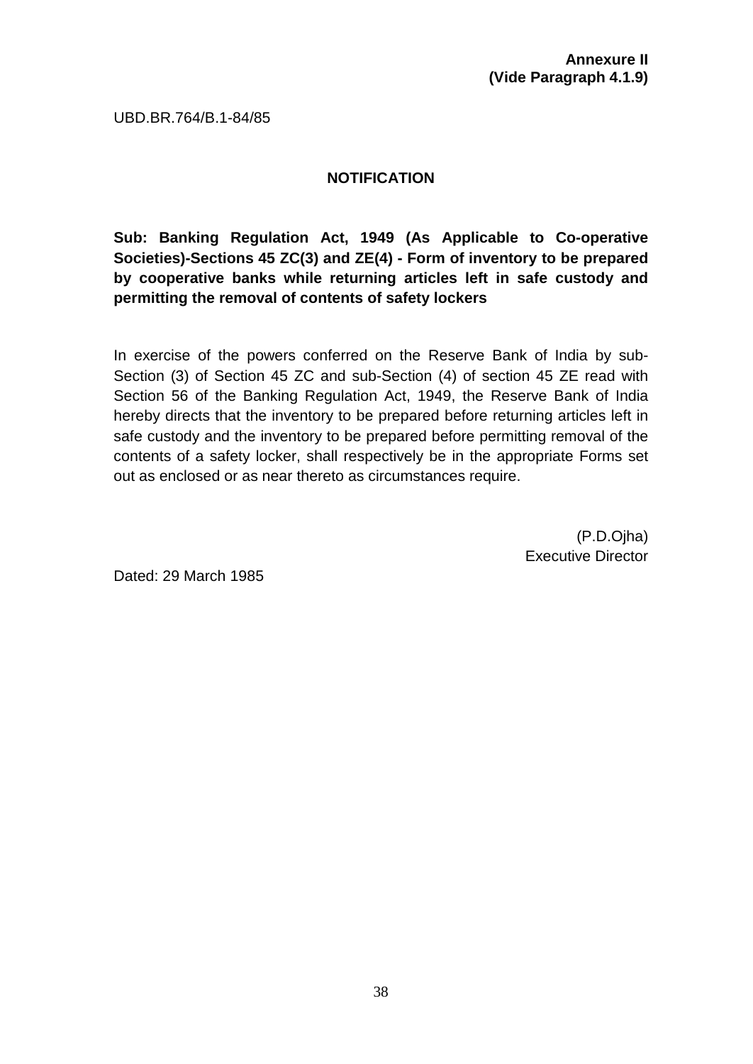**Annexure II**
**(Vide Paragraph 4.1.9)**

UBD.BR.764/B.1-84/85

## NOTIFICATION

**Sub: Banking Regulation Act, 1949 (As Applicable to Co-operative Societies)-Sections 45 ZC(3) and ZE(4) - Form of inventory to be prepared by cooperative banks while returning articles left in safe custody and permitting the removal of contents of safety lockers**

In exercise of the powers conferred on the Reserve Bank of India by sub-Section (3) of Section 45 ZC and sub-Section (4) of section 45 ZE read with Section 56 of the Banking Regulation Act, 1949, the Reserve Bank of India hereby directs that the inventory to be prepared before returning articles left in safe custody and the inventory to be prepared before permitting removal of the contents of a safety locker, shall respectively be in the appropriate Forms set out as enclosed or as near thereto as circumstances require.

(P.D.Ojha)
Executive Director

Dated: 29 March 1985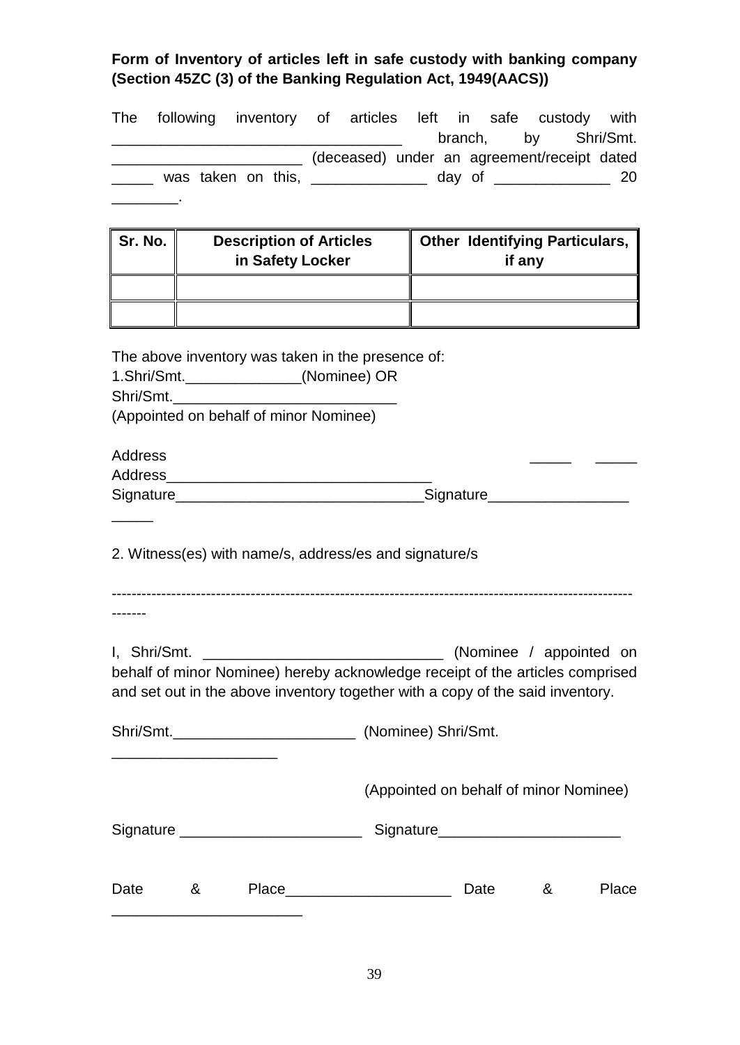**Form of Inventory of articles left in safe custody with banking company (Section 45ZC (3) of the Banking Regulation Act, 1949(AACS))**

The following inventory of articles left in safe custody with ________________________________ branch, by Shri/Smt. ______________________ (deceased) under an agreement/receipt dated _____ was taken on this, _____________ day of _____________ 20 ________.

| Sr. No. | Description of Articles in Safety Locker | Other Identifying Particulars, if any |
|---|---|---|
| | | |
| | | |

The above inventory was taken in the presence of:

1.Shri/Smt._____________(Nominee) OR
Shri/Smt.__________________________
(Appointed on behalf of minor Nominee)

Address _____ _____
Address________________________________
Signature_____________________________Signature________________
_____

2. Witness(es) with name/s, address/es and signature/s

---------------------------------------------------------------------------------------------------------------

I, Shri/Smt. ____________________________ (Nominee / appointed on behalf of minor Nominee) hereby acknowledge receipt of the articles comprised and set out in the above inventory together with a copy of the said inventory.

Shri/Smt.______________________ (Nominee) Shri/Smt.
____________________

(Appointed on behalf of minor Nominee)

Signature _____________________ Signature_____________________

Date & Place___________________ Date & Place
______________________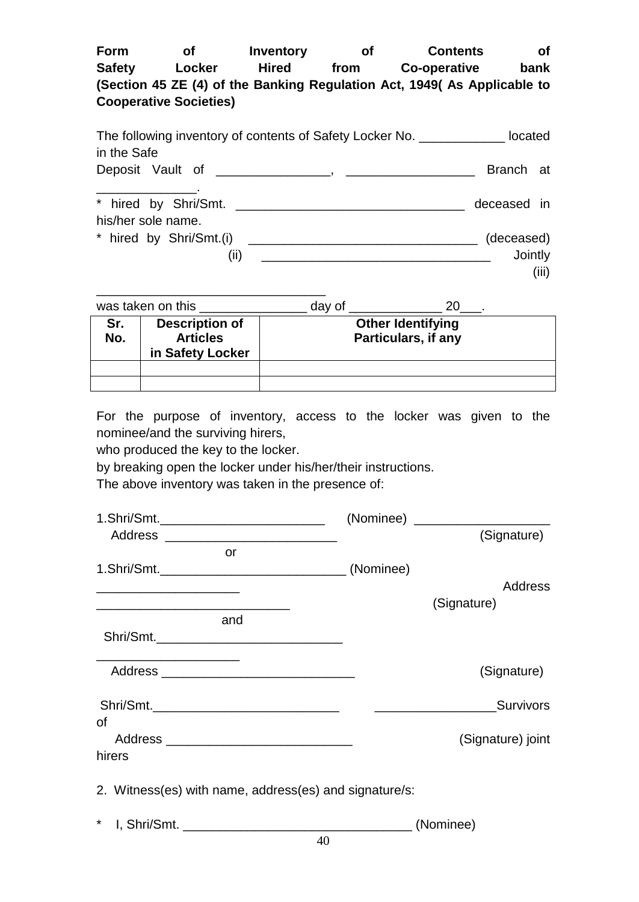**Form of Inventory of Contents of Safety Locker Hired from Co-operative bank (Section 45 ZE (4) of the Banking Regulation Act, 1949( As Applicable to Cooperative Societies)**

The following inventory of contents of Safety Locker No. ____________ located in the Safe Deposit Vault of ________________, __________________ Branch at ______________.

\* hired by Shri/Smt. ________________________________ deceased in his/her sole name.

\* hired by Shri/Smt.(i) ________________________________ (deceased)
(ii) ________________________________ Jointly
(iii) ________________________________

was taken on this _______________ day of _____________ 20___.

| Sr. No. | Description of Articles in Safety Locker | Other Identifying Particulars, if any |
|---|---|---|
| | | |
| | | |

For the purpose of inventory, access to the locker was given to the nominee/and the surviving hirers,

who produced the key to the locker.

by breaking open the locker under his/her/their instructions.

The above inventory was taken in the presence of:

1.Shri/Smt.________________________ (Nominee) ___________________
Address ________________________ (Signature)

or

1.Shri/Smt.__________________________ (Nominee)
___________________ Address
___________________________ (Signature)

and

Shri/Smt.__________________________
___________________
Address ___________________________ (Signature)

Shri/Smt.__________________________ _________________Survivors of
Address __________________________ (Signature) joint hirers

2. Witness(es) with name, address(es) and signature/s:

\* I, Shri/Smt. ________________________________ (Nominee)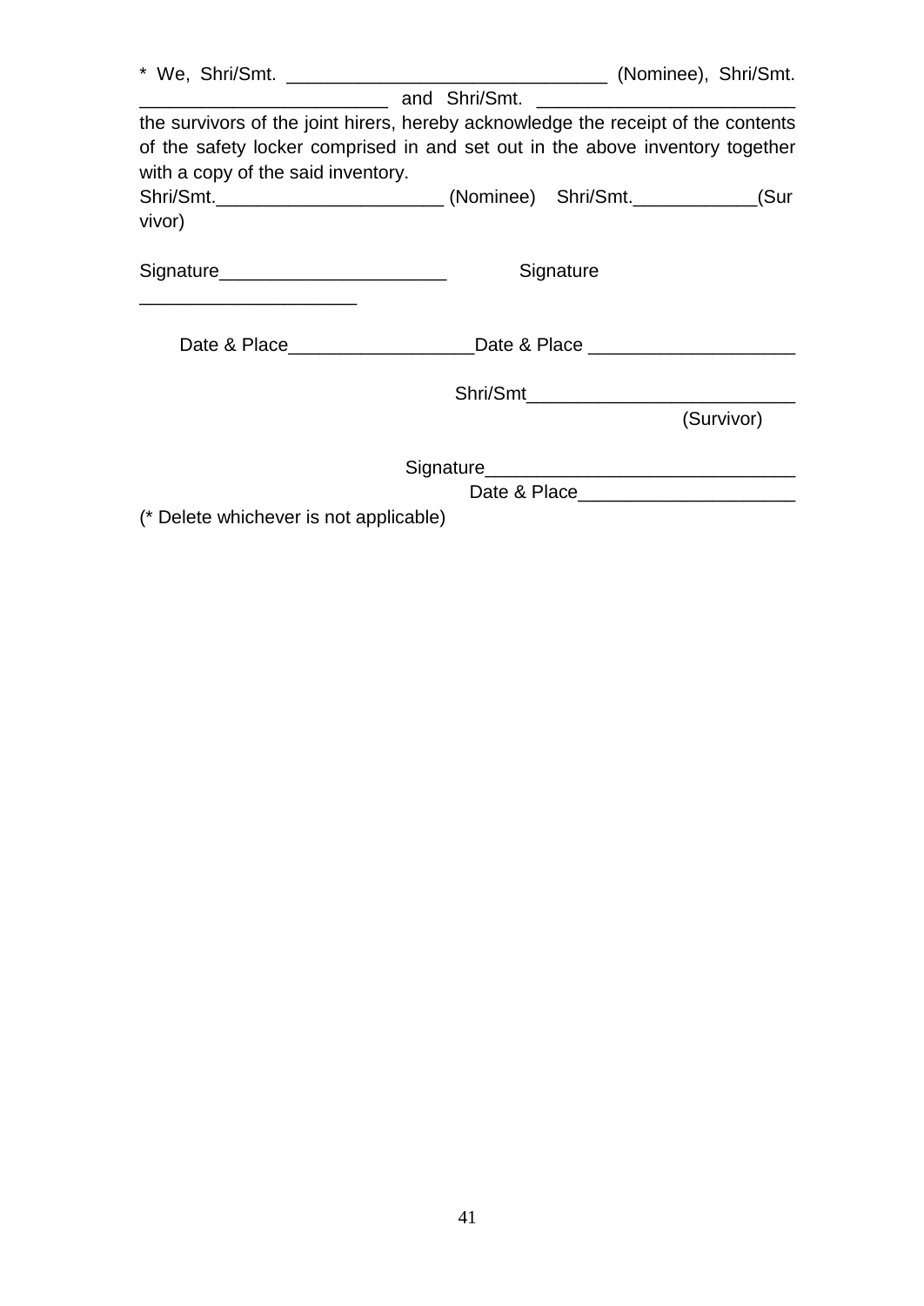* We, Shri/Smt. ______________________________ (Nominee), Shri/Smt. ________________________ and Shri/Smt. _________________________ the survivors of the joint hirers, hereby acknowledge the receipt of the contents of the safety locker comprised in and set out in the above inventory together with a copy of the said inventory.

Shri/Smt.______________________ (Nominee) Shri/Smt.____________(Survivor)

Signature______________________ Signature _____________________

Date & Place__________________ Date & Place ____________________

Shri/Smt__________________________ (Survivor)

Signature______________________________

Date & Place_____________________

(* Delete whichever is not applicable)